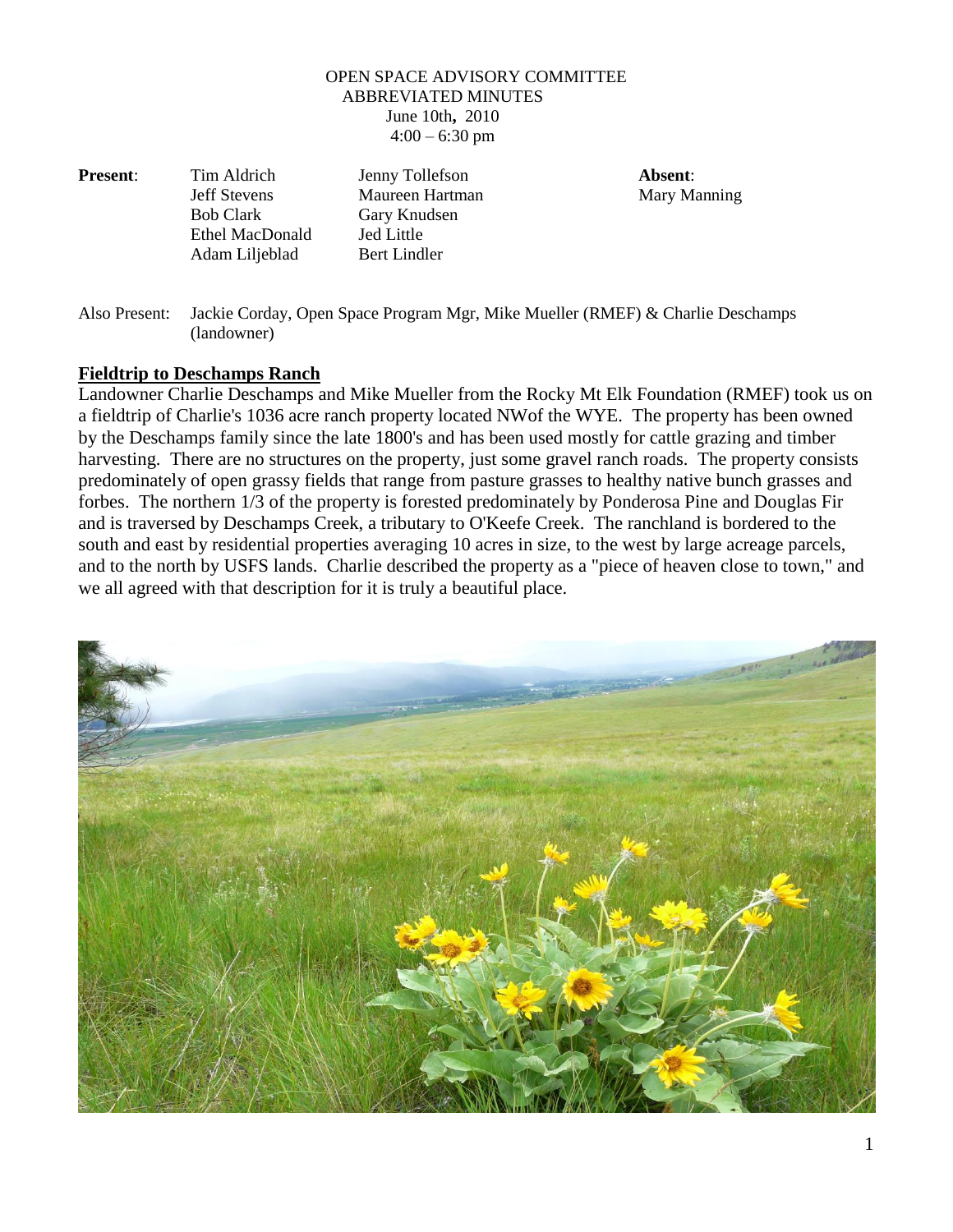OPEN SPACE ADVISORY COMMITTEE
ABBREVIATED MINUTES
June 10th**,** 2010
4:00 – 6:30 pm

| **Present**: | | | **Absent**: |
|---|---|---|---|
| | Tim Aldrich | Jenny Tollefson | Mary Manning |
| | Jeff Stevens | Maureen Hartman | |
| | Bob Clark | Gary Knudsen | |
| | Ethel MacDonald | Jed Little | |
| | Adam Liljeblad | Bert Lindler | |

Also Present: Jackie Corday, Open Space Program Mgr, Mike Mueller (RMEF) & Charlie Deschamps (landowner)

## **Fieldtrip to Deschamps Ranch**

Landowner Charlie Deschamps and Mike Mueller from the Rocky Mt Elk Foundation (RMEF) took us on a fieldtrip of Charlie's 1036 acre ranch property located NWof the WYE. The property has been owned by the Deschamps family since the late 1800's and has been used mostly for cattle grazing and timber harvesting. There are no structures on the property, just some gravel ranch roads. The property consists predominately of open grassy fields that range from pasture grasses to healthy native bunch grasses and forbes. The northern 1/3 of the property is forested predominately by Ponderosa Pine and Douglas Fir and is traversed by Deschamps Creek, a tributary to O'Keefe Creek. The ranchland is bordered to the south and east by residential properties averaging 10 acres in size, to the west by large acreage parcels, and to the north by USFS lands. Charlie described the property as a "piece of heaven close to town," and we all agreed with that description for it is truly a beautiful place.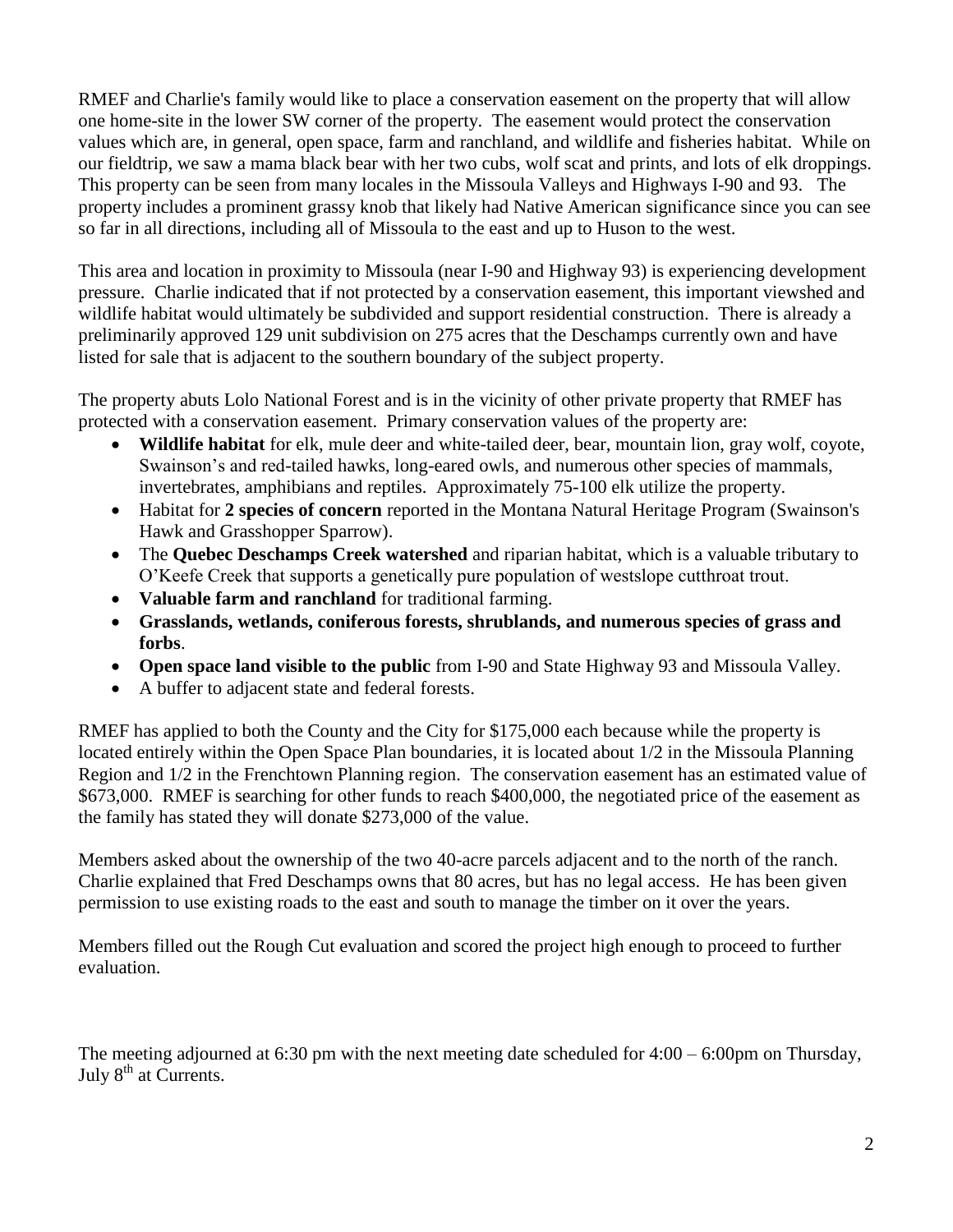RMEF and Charlie's family would like to place a conservation easement on the property that will allow one home-site in the lower SW corner of the property. The easement would protect the conservation values which are, in general, open space, farm and ranchland, and wildlife and fisheries habitat. While on our fieldtrip, we saw a mama black bear with her two cubs, wolf scat and prints, and lots of elk droppings. This property can be seen from many locales in the Missoula Valleys and Highways I-90 and 93. The property includes a prominent grassy knob that likely had Native American significance since you can see so far in all directions, including all of Missoula to the east and up to Huson to the west.

This area and location in proximity to Missoula (near I-90 and Highway 93) is experiencing development pressure. Charlie indicated that if not protected by a conservation easement, this important viewshed and wildlife habitat would ultimately be subdivided and support residential construction. There is already a preliminarily approved 129 unit subdivision on 275 acres that the Deschamps currently own and have listed for sale that is adjacent to the southern boundary of the subject property.

The property abuts Lolo National Forest and is in the vicinity of other private property that RMEF has protected with a conservation easement. Primary conservation values of the property are:

- **Wildlife habitat** for elk, mule deer and white-tailed deer, bear, mountain lion, gray wolf, coyote, Swainson's and red-tailed hawks, long-eared owls, and numerous other species of mammals, invertebrates, amphibians and reptiles. Approximately 75-100 elk utilize the property.
- Habitat for **2 species of concern** reported in the Montana Natural Heritage Program (Swainson's Hawk and Grasshopper Sparrow).
- The **Quebec Deschamps Creek watershed** and riparian habitat, which is a valuable tributary to O'Keefe Creek that supports a genetically pure population of westslope cutthroat trout.
- **Valuable farm and ranchland** for traditional farming.
- **Grasslands, wetlands, coniferous forests, shrublands, and numerous species of grass and forbs**.
- **Open space land visible to the public** from I-90 and State Highway 93 and Missoula Valley.
- A buffer to adjacent state and federal forests.

RMEF has applied to both the County and the City for $175,000 each because while the property is located entirely within the Open Space Plan boundaries, it is located about 1/2 in the Missoula Planning Region and 1/2 in the Frenchtown Planning region. The conservation easement has an estimated value of $673,000. RMEF is searching for other funds to reach $400,000, the negotiated price of the easement as the family has stated they will donate $273,000 of the value.

Members asked about the ownership of the two 40-acre parcels adjacent and to the north of the ranch. Charlie explained that Fred Deschamps owns that 80 acres, but has no legal access. He has been given permission to use existing roads to the east and south to manage the timber on it over the years.

Members filled out the Rough Cut evaluation and scored the project high enough to proceed to further evaluation.

The meeting adjourned at 6:30 pm with the next meeting date scheduled for 4:00 – 6:00pm on Thursday, July 8th at Currents.